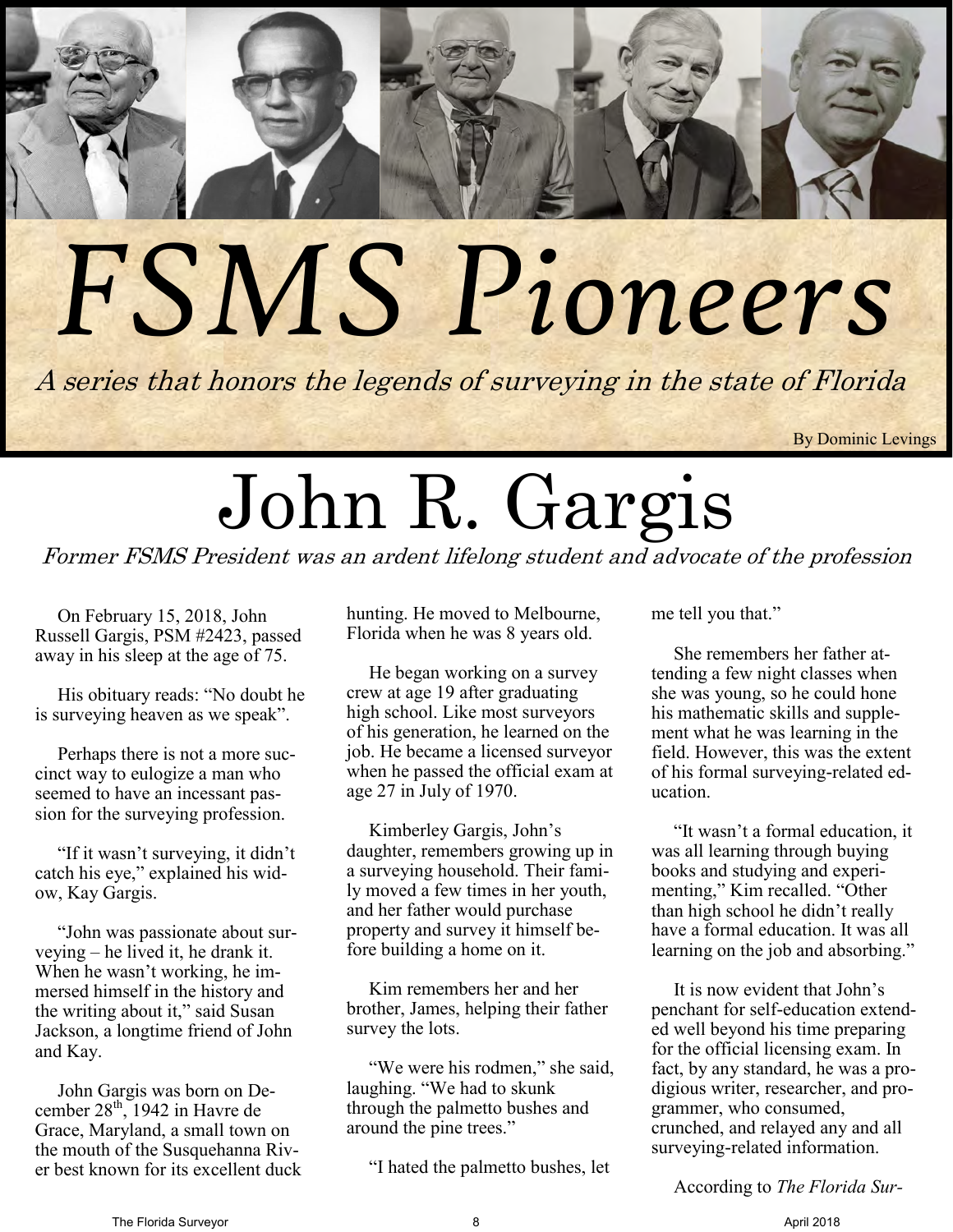# FSMS Pioneers

*A series that honors the legends of surveying in the state of Florida*

By Dominic Levings

# John R. Gargis

*Former FSMS President was an ardent lifelong student and advocate of the profession*

On February 15, 2018, John Russell Gargis, PSM #2423, passed away in his sleep at the age of 75.

His obituary reads: "No doubt he is surveying heaven as we speak".

Perhaps there is not a more succinct way to eulogize a man who seemed to have an incessant passion for the surveying profession.

"If it wasn't surveying, it didn't catch his eye," explained his widow, Kay Gargis.

"John was passionate about surveying – he lived it, he drank it. When he wasn't working, he immersed himself in the history and the writing about it," said Susan Jackson, a longtime friend of John and Kay.

John Gargis was born on December 28th, 1942 in Havre de Grace, Maryland, a small town on the mouth of the Susquehanna River best known for its excellent duck hunting. He moved to Melbourne, Florida when he was 8 years old.

He began working on a survey crew at age 19 after graduating high school. Like most surveyors of his generation, he learned on the job. He became a licensed surveyor when he passed the official exam at age 27 in July of 1970.

Kimberley Gargis, John's daughter, remembers growing up in a surveying household. Their family moved a few times in her youth, and her father would purchase property and survey it himself before building a home on it.

Kim remembers her and her brother, James, helping their father survey the lots.

"We were his rodmen," she said, laughing. "We had to skunk through the palmetto bushes and around the pine trees."

"I hated the palmetto bushes, let me tell you that."

She remembers her father attending a few night classes when she was young, so he could hone his mathematic skills and supplement what he was learning in the field. However, this was the extent of his formal surveying-related education.

"It wasn't a formal education, it was all learning through buying books and studying and experimenting," Kim recalled. "Other than high school he didn't really have a formal education. It was all learning on the job and absorbing."

It is now evident that John's penchant for self-education extended well beyond his time preparing for the official licensing exam. In fact, by any standard, he was a prodigious writer, researcher, and programmer, who consumed, crunched, and relayed any and all surveying-related information.

According to *The Florida Sur-*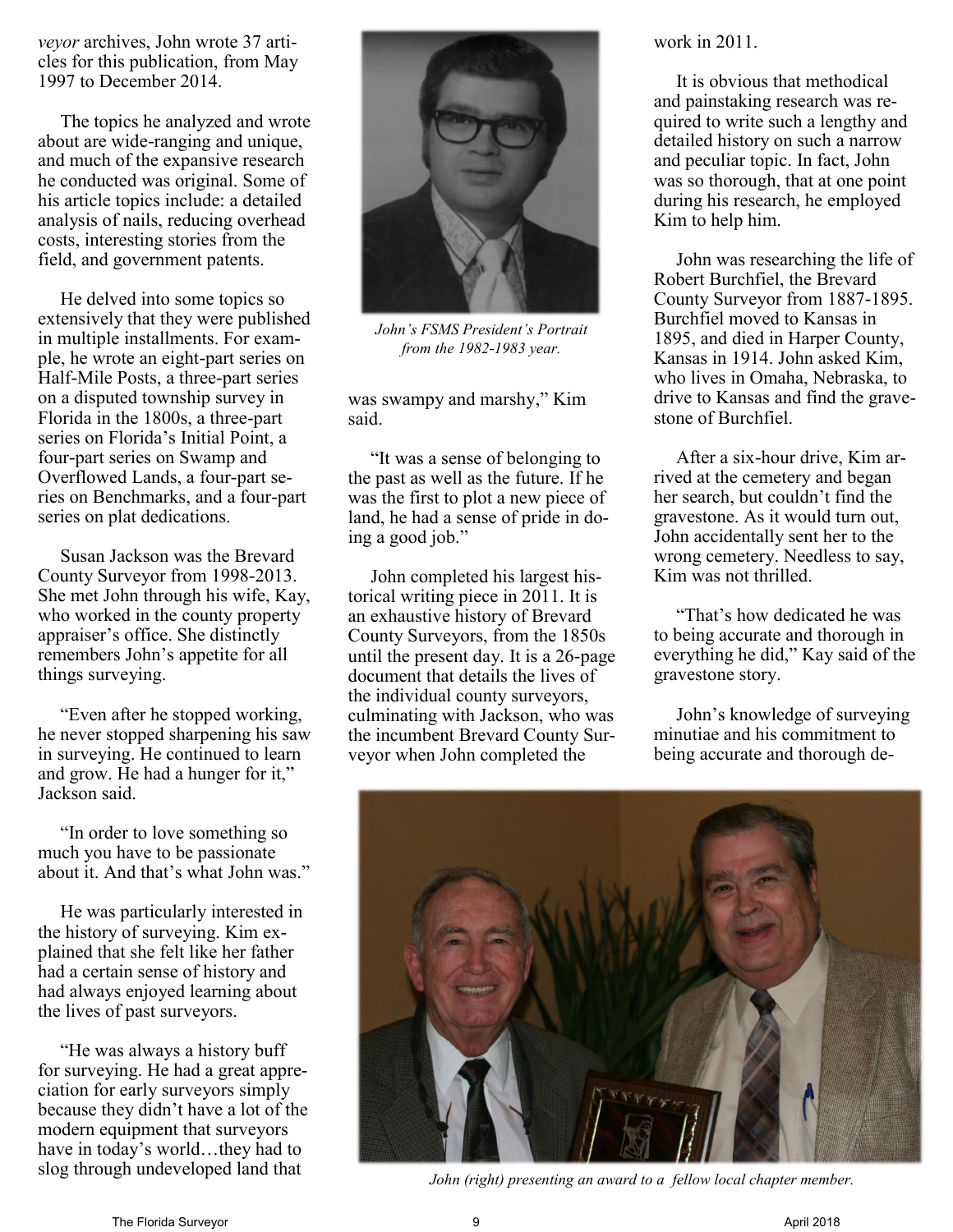*veyor* archives, John wrote 37 articles for this publication, from May 1997 to December 2014.

The topics he analyzed and wrote about are wide-ranging and unique, and much of the expansive research he conducted was original. Some of his article topics include: a detailed analysis of nails, reducing overhead costs, interesting stories from the field, and government patents.

He delved into some topics so extensively that they were published in multiple installments. For example, he wrote an eight-part series on Half-Mile Posts, a three-part series on a disputed township survey in Florida in the 1800s, a three-part series on Florida's Initial Point, a four-part series on Swamp and Overflowed Lands, a four-part series on Benchmarks, and a four-part series on plat dedications.

Susan Jackson was the Brevard County Surveyor from 1998-2013. She met John through his wife, Kay, who worked in the county property appraiser's office. She distinctly remembers John's appetite for all things surveying.

"Even after he stopped working, he never stopped sharpening his saw in surveying. He continued to learn and grow. He had a hunger for it," Jackson said.

"In order to love something so much you have to be passionate about it. And that's what John was."

He was particularly interested in the history of surveying. Kim explained that she felt like her father had a certain sense of history and had always enjoyed learning about the lives of past surveyors.

"He was always a history buff for surveying. He had a great appreciation for early surveyors simply because they didn't have a lot of the modern equipment that surveyors have in today's world…they had to slog through undeveloped land that was swampy and marshy," Kim said.

*John's FSMS President's Portrait from the 1982-1983 year.*

"It was a sense of belonging to the past as well as the future. If he was the first to plot a new piece of land, he had a sense of pride in doing a good job."

John completed his largest historical writing piece in 2011. It is an exhaustive history of Brevard County Surveyors, from the 1850s until the present day. It is a 26-page document that details the lives of the individual county surveyors, culminating with Jackson, who was the incumbent Brevard County Surveyor when John completed the work in 2011.

It is obvious that methodical and painstaking research was required to write such a lengthy and detailed history on such a narrow and peculiar topic. In fact, John was so thorough, that at one point during his research, he employed Kim to help him.

John was researching the life of Robert Burchfiel, the Brevard County Surveyor from 1887-1895. Burchfiel moved to Kansas in 1895, and died in Harper County, Kansas in 1914. John asked Kim, who lives in Omaha, Nebraska, to drive to Kansas and find the gravestone of Burchfiel.

After a six-hour drive, Kim arrived at the cemetery and began her search, but couldn't find the gravestone. As it would turn out, John accidentally sent her to the wrong cemetery. Needless to say, Kim was not thrilled.

"That's how dedicated he was to being accurate and thorough in everything he did," Kay said of the gravestone story.

John's knowledge of surveying minutiae and his commitment to being accurate and thorough de-

*John (right) presenting an award to a fellow local chapter member.*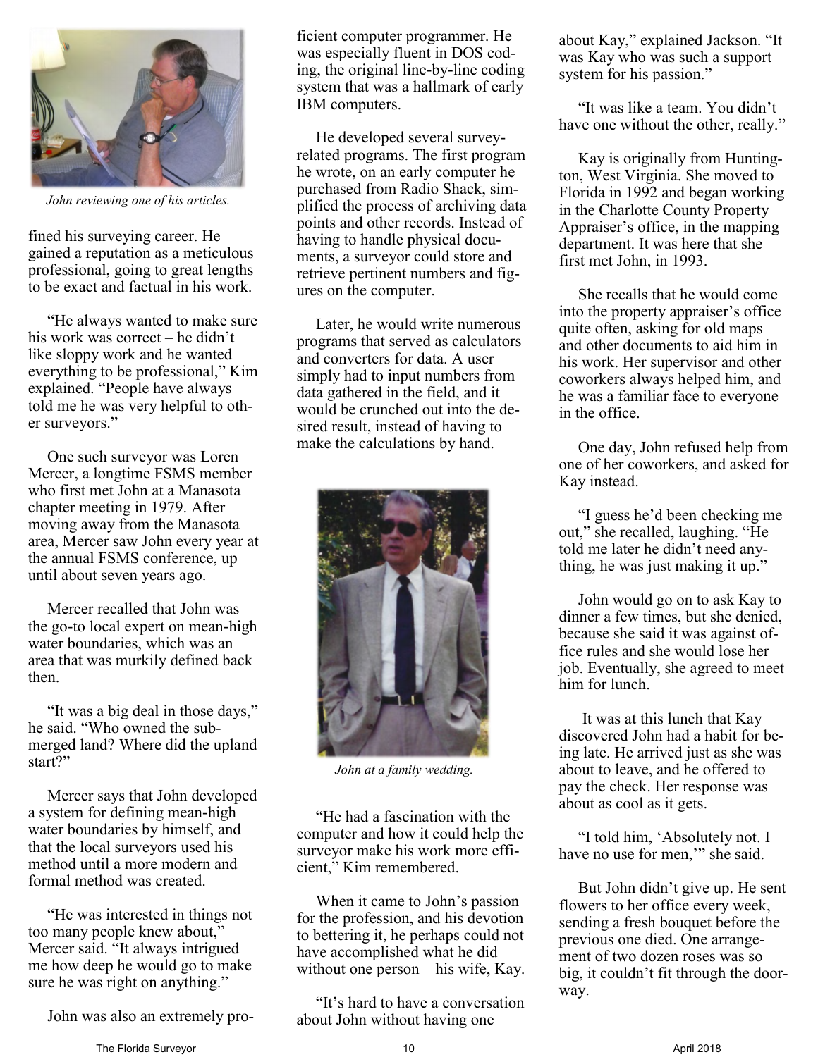*John reviewing one of his articles.*

fined his surveying career. He gained a reputation as a meticulous professional, going to great lengths to be exact and factual in his work.

"He always wanted to make sure his work was correct – he didn't like sloppy work and he wanted everything to be professional," Kim explained. "People have always told me he was very helpful to other surveyors."

One such surveyor was Loren Mercer, a longtime FSMS member who first met John at a Manasota chapter meeting in 1979. After moving away from the Manasota area, Mercer saw John every year at the annual FSMS conference, up until about seven years ago.

Mercer recalled that John was the go-to local expert on mean-high water boundaries, which was an area that was murkily defined back then.

"It was a big deal in those days," he said. "Who owned the submerged land? Where did the upland start?"

Mercer says that John developed a system for defining mean-high water boundaries by himself, and that the local surveyors used his method until a more modern and formal method was created.

"He was interested in things not too many people knew about," Mercer said. "It always intrigued me how deep he would go to make sure he was right on anything."

John was also an extremely proficient computer programmer. He was especially fluent in DOS coding, the original line-by-line coding system that was a hallmark of early IBM computers.

He developed several survey-related programs. The first program he wrote, on an early computer he purchased from Radio Shack, simplified the process of archiving data points and other records. Instead of having to handle physical documents, a surveyor could store and retrieve pertinent numbers and figures on the computer.

Later, he would write numerous programs that served as calculators and converters for data. A user simply had to input numbers from data gathered in the field, and it would be crunched out into the desired result, instead of having to make the calculations by hand.

*John at a family wedding.*

"He had a fascination with the computer and how it could help the surveyor make his work more efficient," Kim remembered.

When it came to John's passion for the profession, and his devotion to bettering it, he perhaps could not have accomplished what he did without one person – his wife, Kay.

"It's hard to have a conversation about John without having one about Kay," explained Jackson. "It was Kay who was such a support system for his passion."

"It was like a team. You didn't have one without the other, really."

Kay is originally from Huntington, West Virginia. She moved to Florida in 1992 and began working in the Charlotte County Property Appraiser's office, in the mapping department. It was here that she first met John, in 1993.

She recalls that he would come into the property appraiser's office quite often, asking for old maps and other documents to aid him in his work. Her supervisor and other coworkers always helped him, and he was a familiar face to everyone in the office.

One day, John refused help from one of her coworkers, and asked for Kay instead.

"I guess he'd been checking me out," she recalled, laughing. "He told me later he didn't need anything, he was just making it up."

John would go on to ask Kay to dinner a few times, but she denied, because she said it was against office rules and she would lose her job. Eventually, she agreed to meet him for lunch.

It was at this lunch that Kay discovered John had a habit for being late. He arrived just as she was about to leave, and he offered to pay the check. Her response was about as cool as it gets.

"I told him, 'Absolutely not. I have no use for men,'" she said.

But John didn't give up. He sent flowers to her office every week, sending a fresh bouquet before the previous one died. One arrangement of two dozen roses was so big, it couldn't fit through the doorway.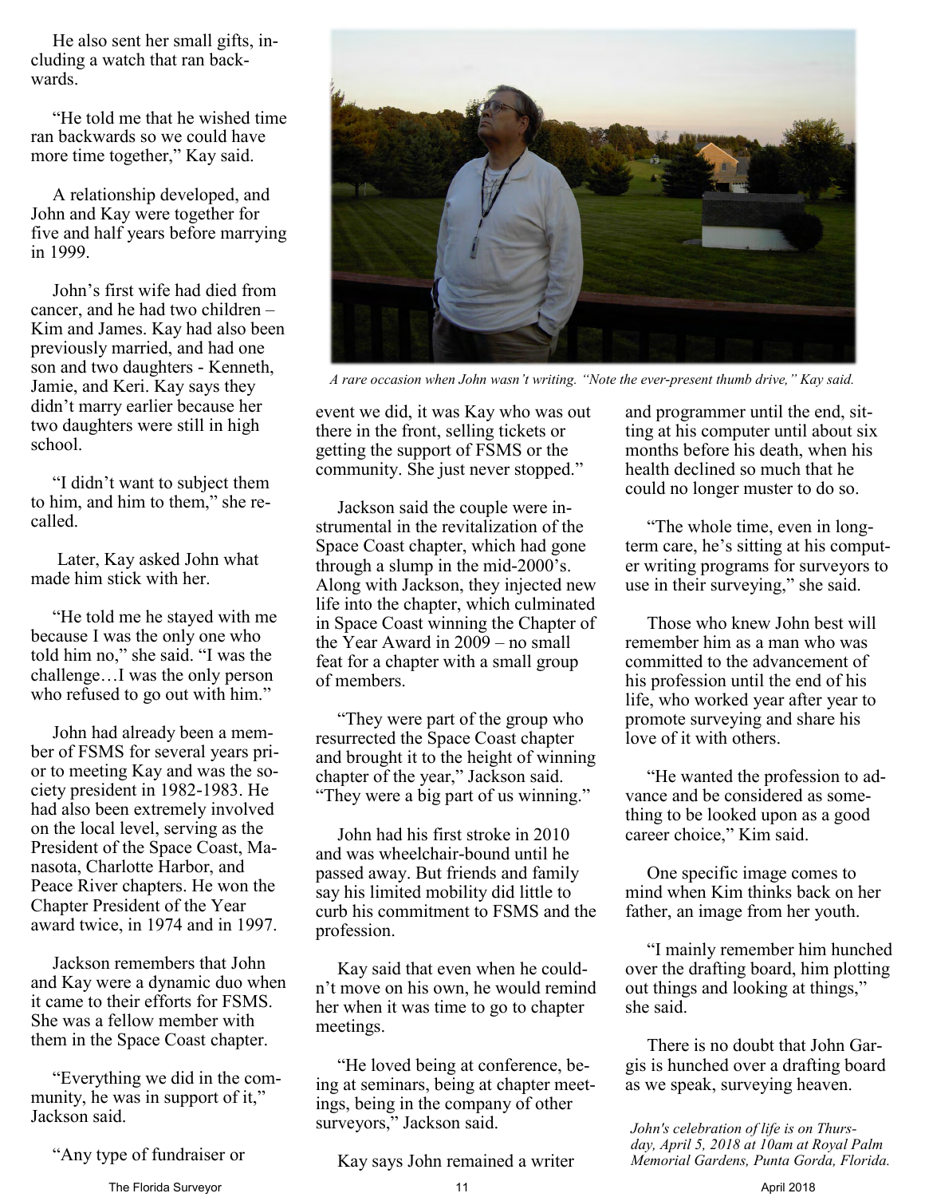He also sent her small gifts, including a watch that ran backwards.

"He told me that he wished time ran backwards so we could have more time together," Kay said.

A relationship developed, and John and Kay were together for five and half years before marrying in 1999.

John's first wife had died from cancer, and he had two children – Kim and James. Kay had also been previously married, and had one son and two daughters - Kenneth, Jamie, and Keri. Kay says they didn't marry earlier because her two daughters were still in high school.

"I didn't want to subject them to him, and him to them," she recalled.

Later, Kay asked John what made him stick with her.

"He told me he stayed with me because I was the only one who told him no," she said. "I was the challenge…I was the only person who refused to go out with him."

John had already been a member of FSMS for several years prior to meeting Kay and was the society president in 1982-1983. He had also been extremely involved on the local level, serving as the President of the Space Coast, Manasota, Charlotte Harbor, and Peace River chapters. He won the Chapter President of the Year award twice, in 1974 and in 1997.

Jackson remembers that John and Kay were a dynamic duo when it came to their efforts for FSMS. She was a fellow member with them in the Space Coast chapter.

"Everything we did in the community, he was in support of it," Jackson said.

"Any type of fundraiser or event we did, it was Kay who was out there in the front, selling tickets or getting the support of FSMS or the community. She just never stopped."

*A rare occasion when John wasn't writing. "Note the ever-present thumb drive," Kay said.*

Jackson said the couple were instrumental in the revitalization of the Space Coast chapter, which had gone through a slump in the mid-2000's. Along with Jackson, they injected new life into the chapter, which culminated in Space Coast winning the Chapter of the Year Award in 2009 – no small feat for a chapter with a small group of members.

"They were part of the group who resurrected the Space Coast chapter and brought it to the height of winning chapter of the year," Jackson said. "They were a big part of us winning."

John had his first stroke in 2010 and was wheelchair-bound until he passed away. But friends and family say his limited mobility did little to curb his commitment to FSMS and the profession.

Kay said that even when he couldn't move on his own, he would remind her when it was time to go to chapter meetings.

"He loved being at conference, being at seminars, being at chapter meetings, being in the company of other surveyors," Jackson said.

Kay says John remained a writer and programmer until the end, sitting at his computer until about six months before his death, when his health declined so much that he could no longer muster to do so.

"The whole time, even in long-term care, he's sitting at his computer writing programs for surveyors to use in their surveying," she said.

Those who knew John best will remember him as a man who was committed to the advancement of his profession until the end of his life, who worked year after year to promote surveying and share his love of it with others.

"He wanted the profession to advance and be considered as something to be looked upon as a good career choice," Kim said.

One specific image comes to mind when Kim thinks back on her father, an image from her youth.

"I mainly remember him hunched over the drafting board, him plotting out things and looking at things," she said.

There is no doubt that John Gargis is hunched over a drafting board as we speak, surveying heaven.

*John's celebration of life is on Thursday, April 5, 2018 at 10am at Royal Palm Memorial Gardens, Punta Gorda, Florida.*